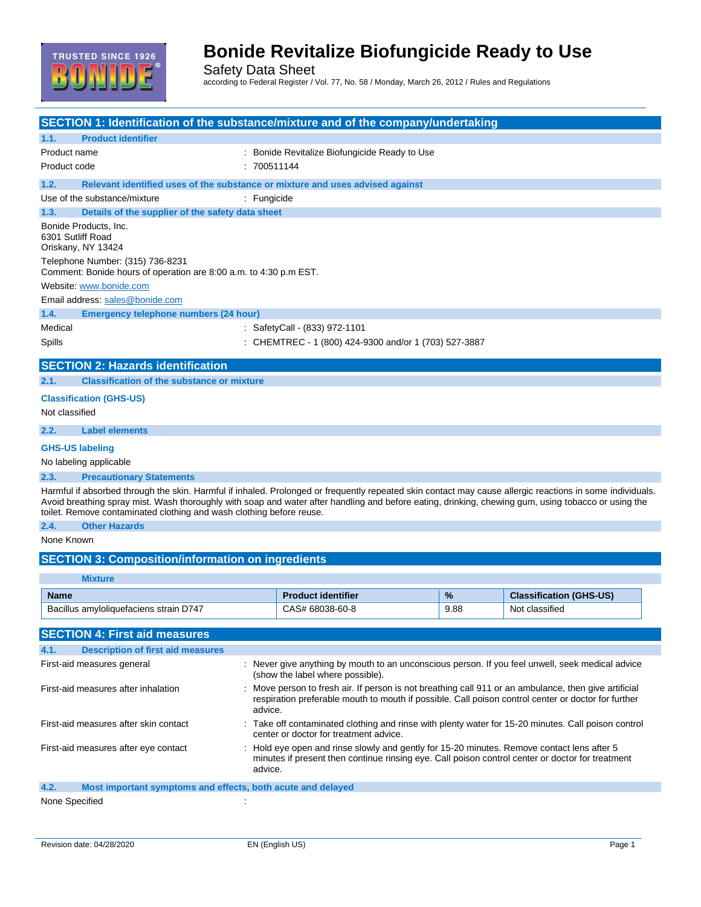# Bonide Revitalize Biofungicide Ready to Use

Safety Data Sheet

according to Federal Register / Vol. 77, No. 58 / Monday, March 26, 2012 / Rules and Regulations

## SECTION 1: Identification of the substance/mixture and of the company/undertaking

### 1.1. Product identifier

Product name : Bonide Revitalize Biofungicide Ready to Use

Product code : 700511144

### 1.2. Relevant identified uses of the substance or mixture and uses advised against

Use of the substance/mixture : Fungicide

### 1.3. Details of the supplier of the safety data sheet

Bonide Products, Inc.
6301 Sutliff Road
Oriskany, NY 13424

Telephone Number: (315) 736-8231
Comment: Bonide hours of operation are 8:00 a.m. to 4:30 p.m EST.

Website: www.bonide.com

Email address: sales@bonide.com

### 1.4. Emergency telephone numbers (24 hour)

Medical : SafetyCall - (833) 972-1101

Spills : CHEMTREC - 1 (800) 424-9300 and/or 1 (703) 527-3887

## SECTION 2: Hazards identification

### 2.1. Classification of the substance or mixture

**Classification (GHS-US)**

Not classified

### 2.2. Label elements

**GHS-US labeling**

No labeling applicable

### 2.3. Precautionary Statements

Harmful if absorbed through the skin. Harmful if inhaled. Prolonged or frequently repeated skin contact may cause allergic reactions in some individuals. Avoid breathing spray mist. Wash thoroughly with soap and water after handling and before eating, drinking, chewing gum, using tobacco or using the toilet. Remove contaminated clothing and wash clothing before reuse.

### 2.4. Other Hazards

None Known

## SECTION 3: Composition/information on ingredients

**Mixture**

| Name | Product identifier | % | Classification (GHS-US) |
|---|---|---|---|
| Bacillus amyloliquefaciens strain D747 | CAS# 68038-60-8 | 9.88 | Not classified |

## SECTION 4: First aid measures

### 4.1. Description of first aid measures

First-aid measures general : Never give anything by mouth to an unconscious person. If you feel unwell, seek medical advice (show the label where possible).

First-aid measures after inhalation : Move person to fresh air. If person is not breathing call 911 or an ambulance, then give artificial respiration preferable mouth to mouth if possible. Call poison control center or doctor for further advice.

First-aid measures after skin contact : Take off contaminated clothing and rinse with plenty water for 15-20 minutes. Call poison control center or doctor for treatment advice.

First-aid measures after eye contact : Hold eye open and rinse slowly and gently for 15-20 minutes. Remove contact lens after 5 minutes if present then continue rinsing eye. Call poison control center or doctor for treatment advice.

### 4.2. Most important symptoms and effects, both acute and delayed

None Specified :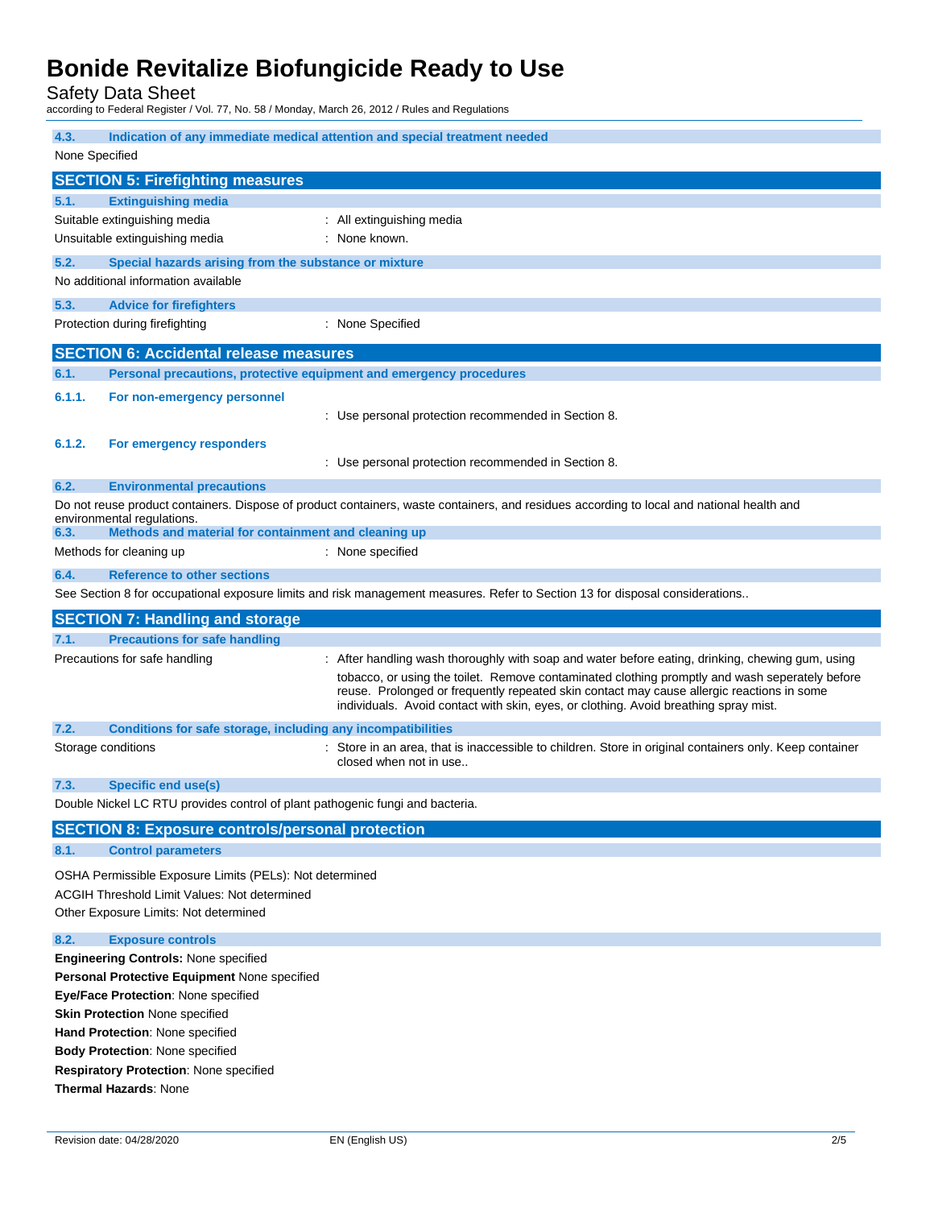### 4.3. Indication of any immediate medical attention and special treatment needed

None Specified

## SECTION 5: Firefighting measures

### 5.1. Extinguishing media

Suitable extinguishing media : All extinguishing media

Unsuitable extinguishing media : None known.

### 5.2. Special hazards arising from the substance or mixture

No additional information available

### 5.3. Advice for firefighters

Protection during firefighting : None Specified

## SECTION 6: Accidental release measures

### 6.1. Personal precautions, protective equipment and emergency procedures

#### 6.1.1. For non-emergency personnel

: Use personal protection recommended in Section 8.

#### 6.1.2. For emergency responders

: Use personal protection recommended in Section 8.

### 6.2. Environmental precautions

Do not reuse product containers. Dispose of product containers, waste containers, and residues according to local and national health and environmental regulations.

### 6.3. Methods and material for containment and cleaning up

Methods for cleaning up : None specified

### 6.4. Reference to other sections

See Section 8 for occupational exposure limits and risk management measures. Refer to Section 13 for disposal considerations..

## SECTION 7: Handling and storage

### 7.1. Precautions for safe handling

Precautions for safe handling : After handling wash thoroughly with soap and water before eating, drinking, chewing gum, using tobacco, or using the toilet. Remove contaminated clothing promptly and wash seperately before reuse. Prolonged or frequently repeated skin contact may cause allergic reactions in some individuals. Avoid contact with skin, eyes, or clothing. Avoid breathing spray mist.

### 7.2. Conditions for safe storage, including any incompatibilities

Storage conditions : Store in an area, that is inaccessible to children. Store in original containers only. Keep container closed when not in use..

### 7.3. Specific end use(s)

Double Nickel LC RTU provides control of plant pathogenic fungi and bacteria.

## SECTION 8: Exposure controls/personal protection

### 8.1. Control parameters

OSHA Permissible Exposure Limits (PELs): Not determined

ACGIH Threshold Limit Values: Not determined

Other Exposure Limits: Not determined

### 8.2. Exposure controls

**Engineering Controls:** None specified

**Personal Protective Equipment** None specified

**Eye/Face Protection**: None specified

**Skin Protection** None specified

**Hand Protection**: None specified

**Body Protection**: None specified

**Respiratory Protection**: None specified

**Thermal Hazards**: None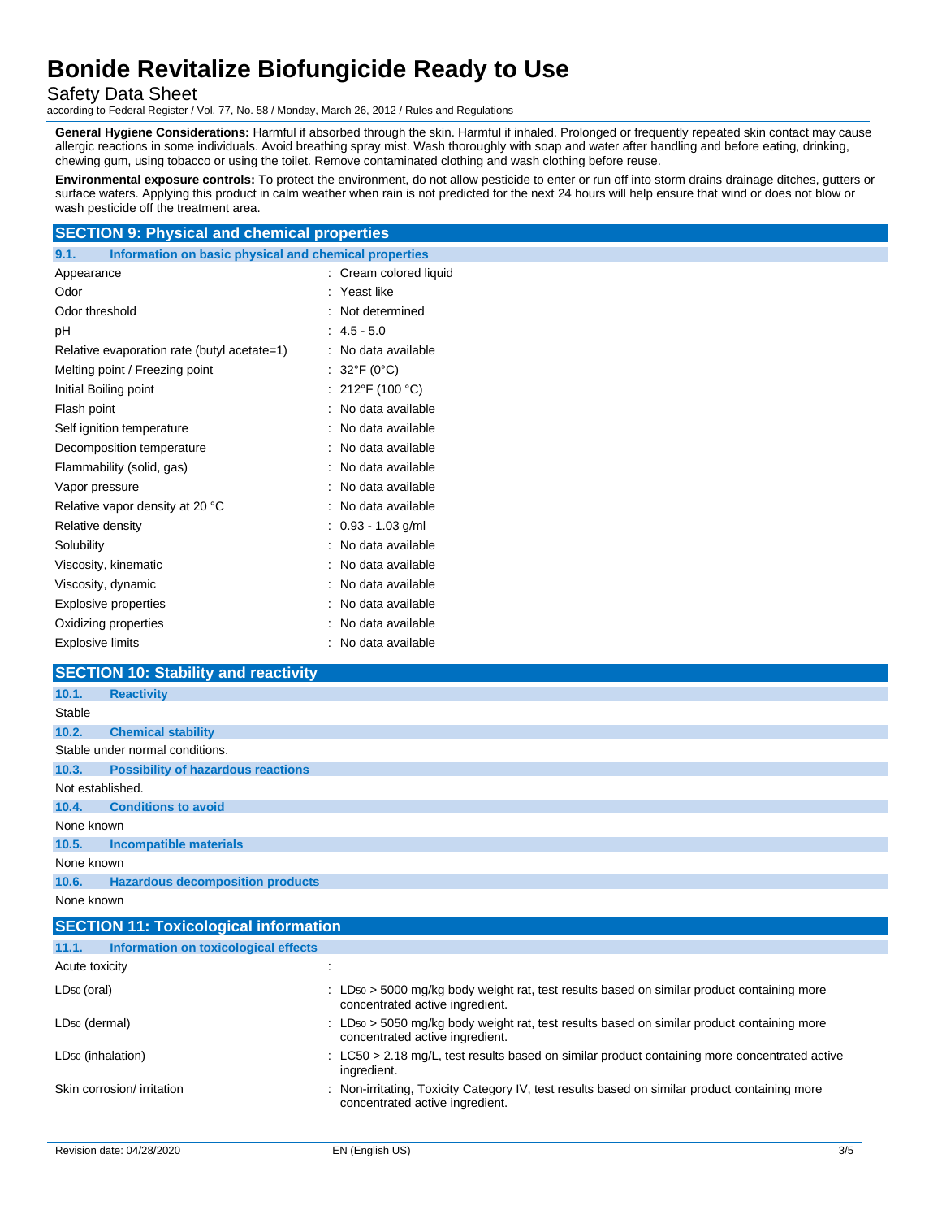**General Hygiene Considerations:** Harmful if absorbed through the skin. Harmful if inhaled. Prolonged or frequently repeated skin contact may cause allergic reactions in some individuals. Avoid breathing spray mist. Wash thoroughly with soap and water after handling and before eating, drinking, chewing gum, using tobacco or using the toilet. Remove contaminated clothing and wash clothing before reuse.

**Environmental exposure controls:** To protect the environment, do not allow pesticide to enter or run off into storm drains drainage ditches, gutters or surface waters. Applying this product in calm weather when rain is not predicted for the next 24 hours will help ensure that wind or does not blow or wash pesticide off the treatment area.

## SECTION 9: Physical and chemical properties

### 9.1. Information on basic physical and chemical properties

| | |
|---|---|
| Appearance | : Cream colored liquid |
| Odor | : Yeast like |
| Odor threshold | : Not determined |
| pH | : 4.5 - 5.0 |
| Relative evaporation rate (butyl acetate=1) | : No data available |
| Melting point / Freezing point | : 32°F (0°C) |
| Initial Boiling point | : 212°F (100 °C) |
| Flash point | : No data available |
| Self ignition temperature | : No data available |
| Decomposition temperature | : No data available |
| Flammability (solid, gas) | : No data available |
| Vapor pressure | : No data available |
| Relative vapor density at 20 °C | : No data available |
| Relative density | : 0.93 - 1.03 g/ml |
| Solubility | : No data available |
| Viscosity, kinematic | : No data available |
| Viscosity, dynamic | : No data available |
| Explosive properties | : No data available |
| Oxidizing properties | : No data available |
| Explosive limits | : No data available |

## SECTION 10: Stability and reactivity

### 10.1. Reactivity

Stable

### 10.2. Chemical stability

Stable under normal conditions.

### 10.3. Possibility of hazardous reactions

Not established.

### 10.4. Conditions to avoid

None known

### 10.5. Incompatible materials

None known

### 10.6. Hazardous decomposition products

None known

## SECTION 11: Toxicological information

### 11.1. Information on toxicological effects

| | |
|---|---|
| Acute toxicity | : |
| $LD_{50}$ (oral) | : $LD_{50}$ > 5000 mg/kg body weight rat, test results based on similar product containing more concentrated active ingredient. |
| $LD_{50}$ (dermal) | : $LD_{50}$ > 5050 mg/kg body weight rat, test results based on similar product containing more concentrated active ingredient. |
| $LD_{50}$ (inhalation) | : LC50 > 2.18 mg/L, test results based on similar product containing more concentrated active ingredient. |
| Skin corrosion/ irritation | : Non-irritating, Toxicity Category IV, test results based on similar product containing more concentrated active ingredient. |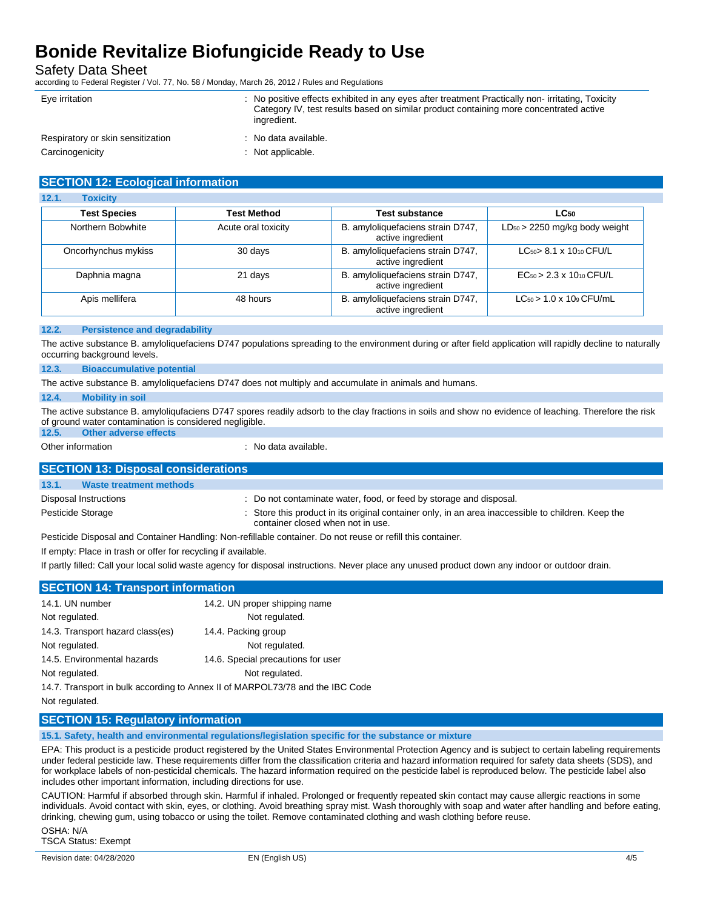Eye irritation : No positive effects exhibited in any eyes after treatment Practically non- irritating, Toxicity Category IV, test results based on similar product containing more concentrated active ingredient.

Respiratory or skin sensitization : No data available.

Carcinogenicity : Not applicable.

## SECTION 12: Ecological information

### 12.1. Toxicity

| Test Species | Test Method | Test substance | $LC_{50}$ |
|---|---|---|---|
| Northern Bobwhite | Acute oral toxicity | B. amyloliquefaciens strain D747, active ingredient | $LD_{50}$ > 2250 mg/kg body weight |
| Oncorhynchus mykiss | 30 days | B. amyloliquefaciens strain D747, active ingredient | $LC_{50}$> 8.1 x $10^{10}$ CFU/L |
| Daphnia magna | 21 days | B. amyloliquefaciens strain D747, active ingredient | $EC_{50}$ > 2.3 x $10^{10}$ CFU/L |
| Apis mellifera | 48 hours | B. amyloliquefaciens strain D747, active ingredient | $LC_{50}$ > 1.0 x $10^{9}$ CFU/mL |

### 12.2. Persistence and degradability

The active substance B. amyloliquefaciens D747 populations spreading to the environment during or after field application will rapidly decline to naturally occurring background levels.

### 12.3. Bioaccumulative potential

The active substance B. amyloliquefaciens D747 does not multiply and accumulate in animals and humans.

### 12.4. Mobility in soil

The active substance B. amyloliqufaciens D747 spores readily adsorb to the clay fractions in soils and show no evidence of leaching. Therefore the risk of ground water contamination is considered negligible.

### 12.5. Other adverse effects

Other information : No data available.

## SECTION 13: Disposal considerations

### 13.1. Waste treatment methods

Disposal Instructions : Do not contaminate water, food, or feed by storage and disposal.

Pesticide Storage : Store this product in its original container only, in an area inaccessible to children. Keep the container closed when not in use.

Pesticide Disposal and Container Handling: Non-refillable container. Do not reuse or refill this container.

If empty: Place in trash or offer for recycling if available.

If partly filled: Call your local solid waste agency for disposal instructions. Never place any unused product down any indoor or outdoor drain.

## SECTION 14: Transport information

| 14.1. UN number | 14.2. UN proper shipping name |
|---|---|
| Not regulated. | Not regulated. |
| 14.3. Transport hazard class(es) | 14.4. Packing group |
| Not regulated. | Not regulated. |
| 14.5. Environmental hazards | 14.6. Special precautions for user |
| Not regulated. | Not regulated. |

14.7. Transport in bulk according to Annex II of MARPOL73/78 and the IBC Code

Not regulated.

## SECTION 15: Regulatory information

### 15.1. Safety, health and environmental regulations/legislation specific for the substance or mixture

EPA: This product is a pesticide product registered by the United States Environmental Protection Agency and is subject to certain labeling requirements under federal pesticide law. These requirements differ from the classification criteria and hazard information required for safety data sheets (SDS), and for workplace labels of non-pesticidal chemicals. The hazard information required on the pesticide label is reproduced below. The pesticide label also includes other important information, including directions for use.

CAUTION: Harmful if absorbed through skin. Harmful if inhaled. Prolonged or frequently repeated skin contact may cause allergic reactions in some individuals. Avoid contact with skin, eyes, or clothing. Avoid breathing spray mist. Wash thoroughly with soap and water after handling and before eating, drinking, chewing gum, using tobacco or using the toilet. Remove contaminated clothing and wash clothing before reuse.

OSHA: N/A

TSCA Status: Exempt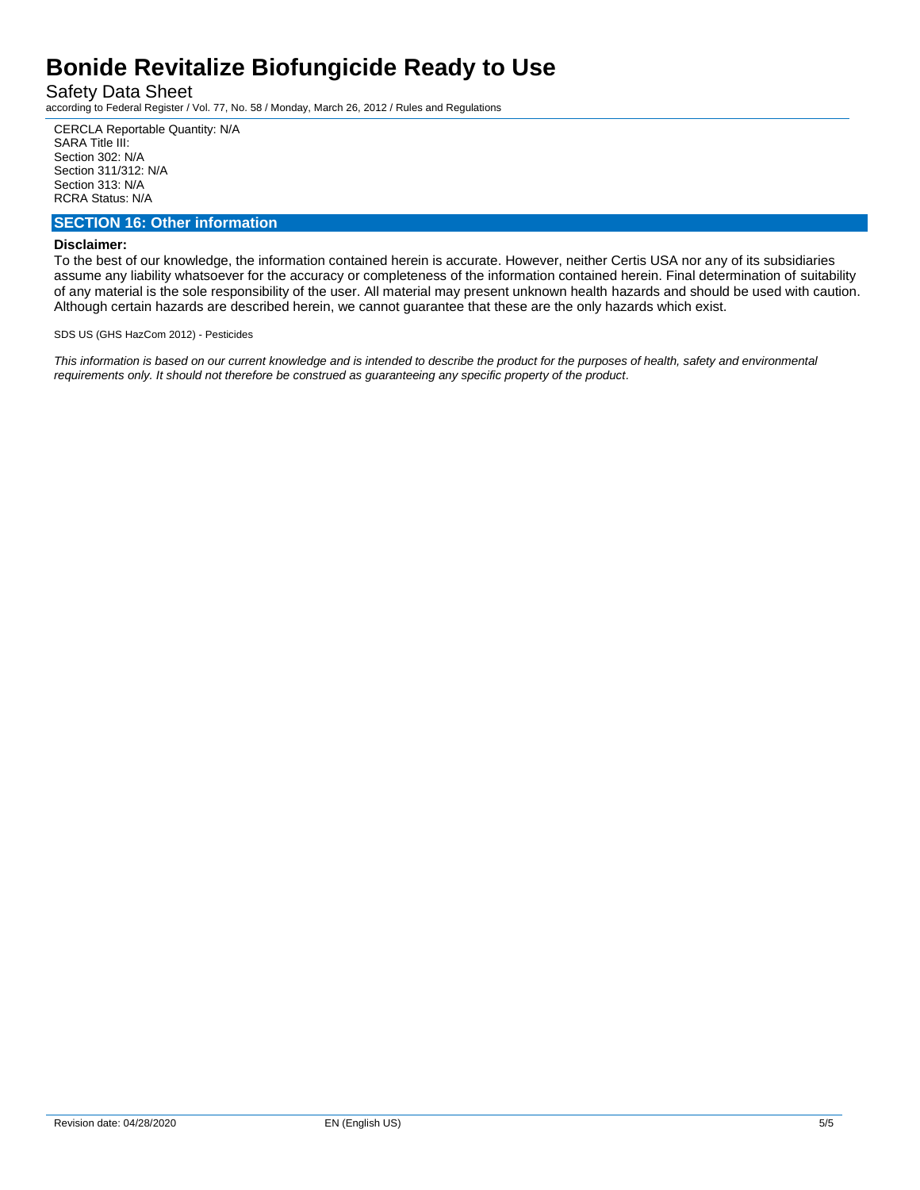CERCLA Reportable Quantity: N/A
SARA Title III:
Section 302: N/A
Section 311/312: N/A
Section 313: N/A
RCRA Status: N/A

## SECTION 16: Other information

**Disclaimer:**

To the best of our knowledge, the information contained herein is accurate. However, neither Certis USA nor any of its subsidiaries assume any liability whatsoever for the accuracy or completeness of the information contained herein. Final determination of suitability of any material is the sole responsibility of the user. All material may present unknown health hazards and should be used with caution. Although certain hazards are described herein, we cannot guarantee that these are the only hazards which exist.

SDS US (GHS HazCom 2012) - Pesticides

*This information is based on our current knowledge and is intended to describe the product for the purposes of health, safety and environmental requirements only. It should not therefore be construed as guaranteeing any specific property of the product.*